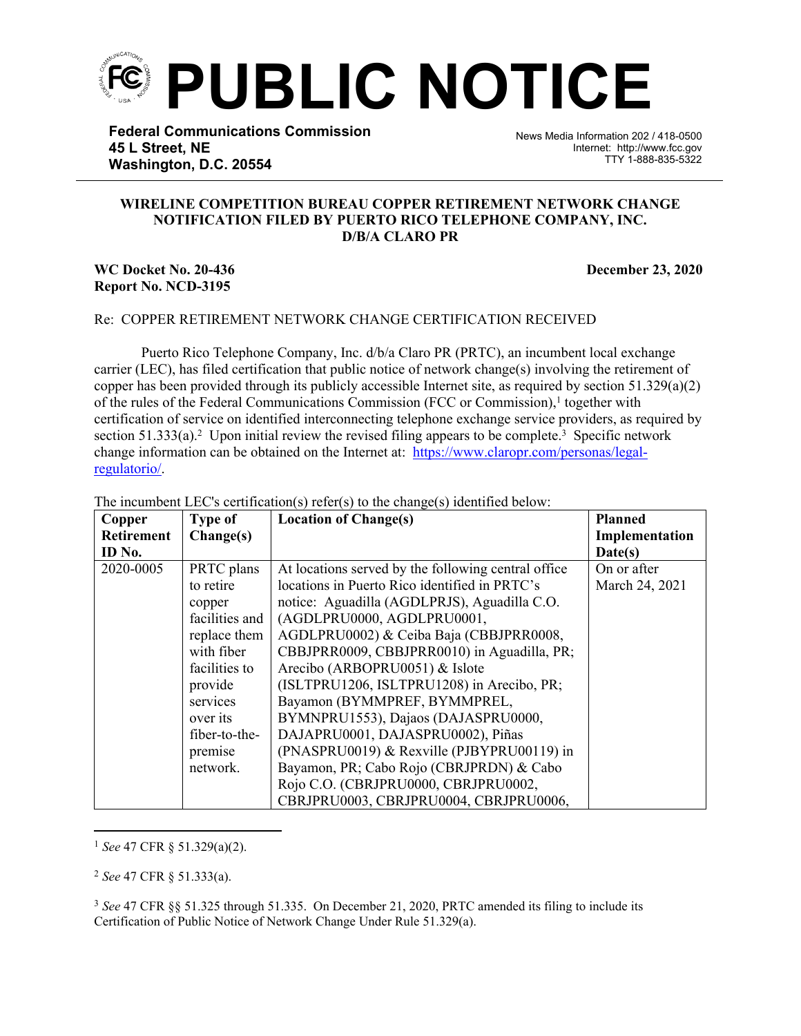# PUBLIC NOTICE

**Federal Communications Commission**
**45 L Street, NE**
**Washington, D.C. 20554**

News Media Information 202 / 418-0500
Internet: http://www.fcc.gov
TTY 1-888-835-5322

**WIRELINE COMPETITION BUREAU COPPER RETIREMENT NETWORK CHANGE NOTIFICATION FILED BY PUERTO RICO TELEPHONE COMPANY, INC. D/B/A CLARO PR**

**WC Docket No. 20-436**
**Report No. NCD-3195**

**December 23, 2020**

Re: COPPER RETIREMENT NETWORK CHANGE CERTIFICATION RECEIVED

Puerto Rico Telephone Company, Inc. d/b/a Claro PR (PRTC), an incumbent local exchange carrier (LEC), has filed certification that public notice of network change(s) involving the retirement of copper has been provided through its publicly accessible Internet site, as required by section 51.329(a)(2) of the rules of the Federal Communications Commission (FCC or Commission),[1] together with certification of service on identified interconnecting telephone exchange service providers, as required by section 51.333(a).[2] Upon initial review the revised filing appears to be complete.[3] Specific network change information can be obtained on the Internet at: [https://www.claropr.com/personas/legal-regulatorio/](https://www.claropr.com/personas/legal-regulatorio/).

The incumbent LEC's certification(s) refer(s) to the change(s) identified below:

| Copper Retirement ID No. | Type of Change(s) | Location of Change(s) | Planned Implementation Date(s) |
|---|---|---|---|
| 2020-0005 | PRTC plans to retire copper facilities and replace them with fiber facilities to provide services over its fiber-to-the-premise network. | At locations served by the following central office locations in Puerto Rico identified in PRTC's notice: Aguadilla (AGDLPRJS), Aguadilla C.O. (AGDLPRU0000, AGDLPRU0001, AGDLPRU0002) & Ceiba Baja (CBBJPRR0008, CBBJPRR0009, CBBJPRR0010) in Aguadilla, PR; Arecibo (ARBOPRU0051) & Islote (ISLTPRU1206, ISLTPRU1208) in Arecibo, PR; Bayamon (BYMMPREF, BYMMPREL, BYMNPRU1553), Dajaos (DAJASPRU0000, DAJAPRU0001, DAJASPRU0002), Piñas (PNASPRU0019) & Rexville (PJBYPRU00119) in Bayamon, PR; Cabo Rojo (CBRJPRDN) & Cabo Rojo C.O. (CBRJPRU0000, CBRJPRU0002, CBRJPRU0003, CBRJPRU0004, CBRJPRU0006, | On or after March 24, 2021 |

[1] *See* 47 CFR § 51.329(a)(2).

[2] *See* 47 CFR § 51.333(a).

[3] *See* 47 CFR §§ 51.325 through 51.335. On December 21, 2020, PRTC amended its filing to include its Certification of Public Notice of Network Change Under Rule 51.329(a).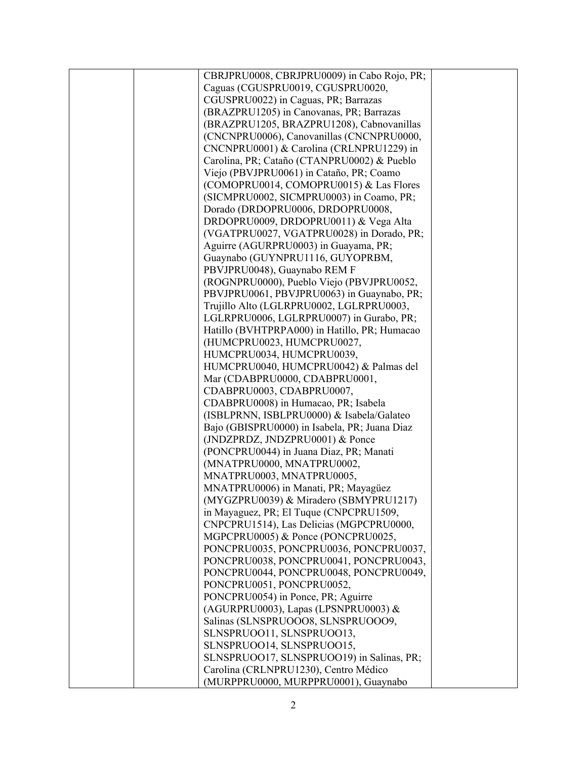|  |  | CBRJPRU0008, CBRJPRU0009) in Cabo Rojo, PR; Caguas (CGUSPRU0019, CGUSPRU0020, CGUSPRU0022) in Caguas, PR; Barrazas (BRAZPRU1205) in Canovanas, PR; Barrazas (BRAZPRU1205, BRAZPRU1208), Cabnovanillas (CNCNPRU0006), Canovanillas (CNCNPRU0000, CNCNPRU0001) & Carolina (CRLNPRU1229) in Carolina, PR; Cataño (CTANPRU0002) & Pueblo Viejo (PBVJPRU0061) in Cataño, PR; Coamo (COMOPRU0014, COMOPRU0015) & Las Flores (SICMPRU0002, SICMPRU0003) in Coamo, PR; Dorado (DRDOPRU0006, DRDOPRU0008, DRDOPRU0009, DRDOPRU0011) & Vega Alta (VGATPRU0027, VGATPRU0028) in Dorado, PR; Aguirre (AGURPRU0003) in Guayama, PR; Guaynabo (GUYNPRU1116, GUYOPRBM, PBVJPRU0048), Guaynabo REM F (ROGNPRU0000), Pueblo Viejo (PBVJPRU0052, PBVJPRU0061, PBVJPRU0063) in Guaynabo, PR; Trujillo Alto (LGLRPRU0002, LGLRPRU0003, LGLRPRU0006, LGLRPRU0007) in Gurabo, PR; Hatillo (BVHTPRPA000) in Hatillo, PR; Humacao (HUMCPRU0023, HUMCPRU0027, HUMCPRU0034, HUMCPRU0039, HUMCPRU0040, HUMCPRU0042) & Palmas del Mar (CDABPRU0000, CDABPRU0001, CDABPRU0003, CDABPRU0007, CDABPRU0008) in Humacao, PR; Isabela (ISBLPRNN, ISBLPRU0000) & Isabela/Galateo Bajo (GBISPRU0000) in Isabela, PR; Juana Diaz (JNDZPRDZ, JNDZPRU0001) & Ponce (PONCPRU0044) in Juana Diaz, PR; Manati (MNATPRU0000, MNATPRU0002, MNATPRU0003, MNATPRU0005, MNATPRU0006) in Manati, PR; Mayagüez (MYGZPRU0039) & Miradero (SBMYPRU1217) in Mayaguez, PR; El Tuque (CNPCPRU1509, CNPCPRU1514), Las Delicias (MGPCPRU0000, MGPCPRU0005) & Ponce (PONCPRU0025, PONCPRU0035, PONCPRU0036, PONCPRU0037, PONCPRU0038, PONCPRU0041, PONCPRU0043, PONCPRU0044, PONCPRU0048, PONCPRU0049, PONCPRU0051, PONCPRU0052, PONCPRU0054) in Ponce, PR; Aguirre (AGURPRU0003), Lapas (LPSNPRU0003) & Salinas (SLNSPRUOOO8, SLNSPRUOOO9, SLNSPRUOO11, SLNSPRUOO13, SLNSPRUOO14, SLNSPRUOO15, SLNSPRUOO17, SLNSPRUOO19) in Salinas, PR; Carolina (CRLNPRU1230), Centro Médico (MURPPRU0000, MURPPRU0001), Guaynabo |  |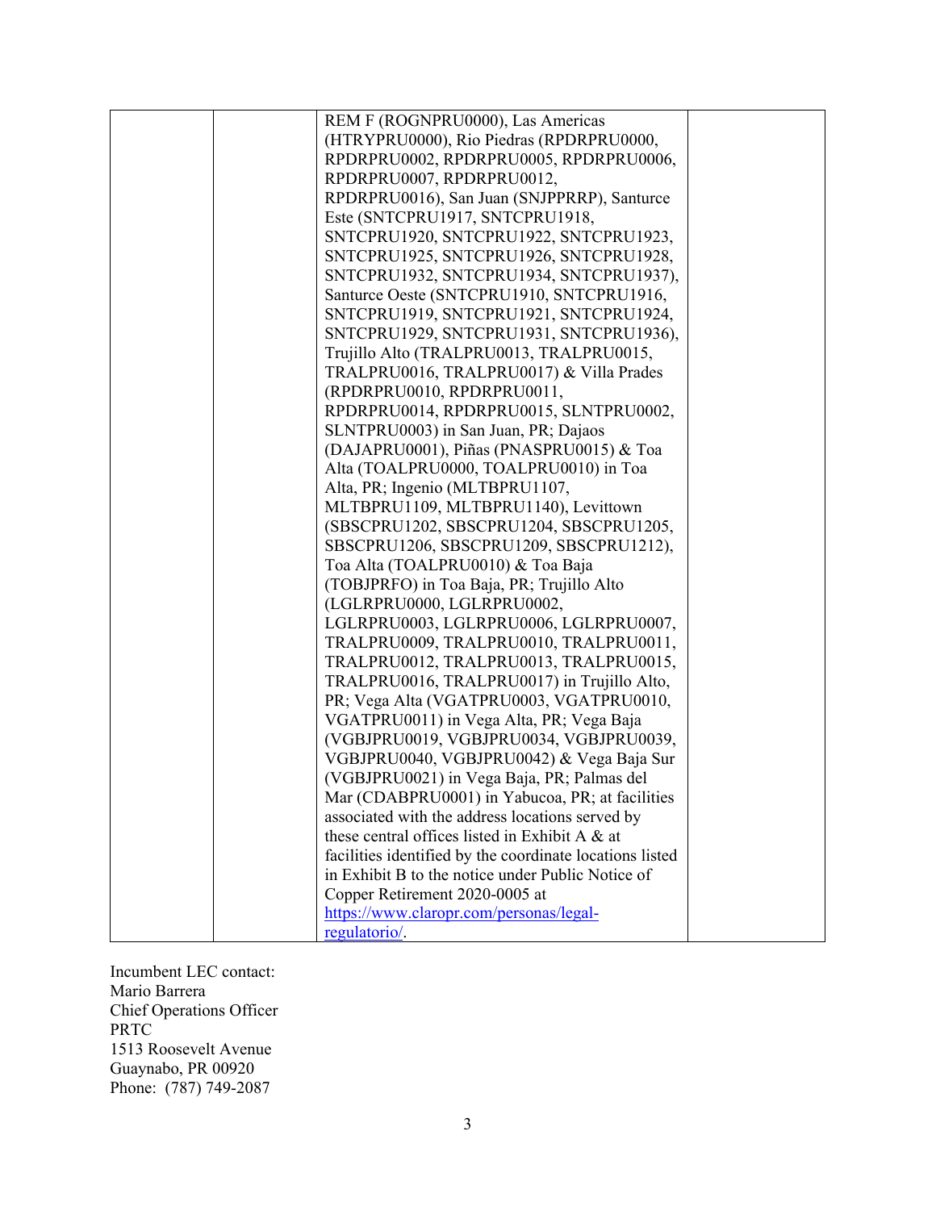|  |  | REM F (ROGNPRU0000), Las Americas (HTRYPRU0000), Rio Piedras (RPDRPRU0000, RPDRPRU0002, RPDRPRU0005, RPDRPRU0006, RPDRPRU0007, RPDRPRU0012, RPDRPRU0016), San Juan (SNJPPRRP), Santurce Este (SNTCPRU1917, SNTCPRU1918, SNTCPRU1920, SNTCPRU1922, SNTCPRU1923, SNTCPRU1925, SNTCPRU1926, SNTCPRU1928, SNTCPRU1932, SNTCPRU1934, SNTCPRU1937), Santurce Oeste (SNTCPRU1910, SNTCPRU1916, SNTCPRU1919, SNTCPRU1921, SNTCPRU1924, SNTCPRU1929, SNTCPRU1931, SNTCPRU1936), Trujillo Alto (TRALPRU0013, TRALPRU0015, TRALPRU0016, TRALPRU0017) & Villa Prades (RPDRPRU0010, RPDRPRU0011, RPDRPRU0014, RPDRPRU0015, SLNTPRU0002, SLNTPRU0003) in San Juan, PR; Dajaos (DAJAPRU0001), Piñas (PNASPRU0015) & Toa Alta (TOALPRU0000, TOALPRU0010) in Toa Alta, PR; Ingenio (MLTBPRU1107, MLTBPRU1109, MLTBPRU1140), Levittown (SBSCPRU1202, SBSCPRU1204, SBSCPRU1205, SBSCPRU1206, SBSCPRU1209, SBSCPRU1212), Toa Alta (TOALPRU0010) & Toa Baja (TOBJPRFO) in Toa Baja, PR; Trujillo Alto (LGLRPRU0000, LGLRPRU0002, LGLRPRU0003, LGLRPRU0006, LGLRPRU0007, TRALPRU0009, TRALPRU0010, TRALPRU0011, TRALPRU0012, TRALPRU0013, TRALPRU0015, TRALPRU0016, TRALPRU0017) in Trujillo Alto, PR; Vega Alta (VGATPRU0003, VGATPRU0010, VGATPRU0011) in Vega Alta, PR; Vega Baja (VGBJPRU0019, VGBJPRU0034, VGBJPRU0039, VGBJPRU0040, VGBJPRU0042) & Vega Baja Sur (VGBJPRU0021) in Vega Baja, PR; Palmas del Mar (CDABPRU0001) in Yabucoa, PR; at facilities associated with the address locations served by these central offices listed in Exhibit A & at facilities identified by the coordinate locations listed in Exhibit B to the notice under Public Notice of Copper Retirement 2020-0005 at [https://www.claropr.com/personas/legal-regulatorio/](https://www.claropr.com/personas/legal-regulatorio/). |  |

Incumbent LEC contact:
Mario Barrera
Chief Operations Officer
PRTC
1513 Roosevelt Avenue
Guaynabo, PR 00920
Phone: (787) 749-2087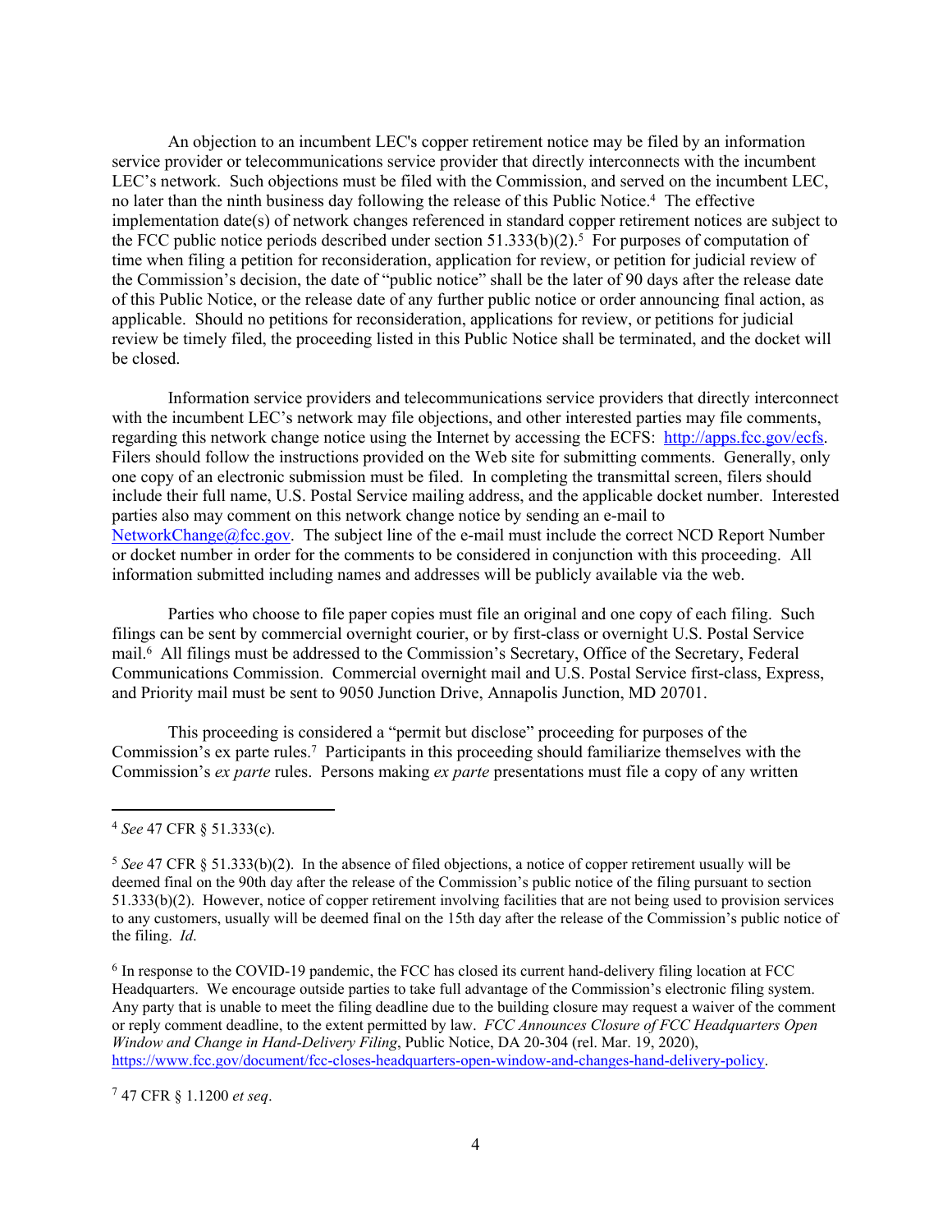An objection to an incumbent LEC's copper retirement notice may be filed by an information service provider or telecommunications service provider that directly interconnects with the incumbent LEC's network. Such objections must be filed with the Commission, and served on the incumbent LEC, no later than the ninth business day following the release of this Public Notice.[4] The effective implementation date(s) of network changes referenced in standard copper retirement notices are subject to the FCC public notice periods described under section 51.333(b)(2).[5] For purposes of computation of time when filing a petition for reconsideration, application for review, or petition for judicial review of the Commission's decision, the date of "public notice" shall be the later of 90 days after the release date of this Public Notice, or the release date of any further public notice or order announcing final action, as applicable. Should no petitions for reconsideration, applications for review, or petitions for judicial review be timely filed, the proceeding listed in this Public Notice shall be terminated, and the docket will be closed.

Information service providers and telecommunications service providers that directly interconnect with the incumbent LEC's network may file objections, and other interested parties may file comments, regarding this network change notice using the Internet by accessing the ECFS: http://apps.fcc.gov/ecfs. Filers should follow the instructions provided on the Web site for submitting comments. Generally, only one copy of an electronic submission must be filed. In completing the transmittal screen, filers should include their full name, U.S. Postal Service mailing address, and the applicable docket number. Interested parties also may comment on this network change notice by sending an e-mail to NetworkChange@fcc.gov. The subject line of the e-mail must include the correct NCD Report Number or docket number in order for the comments to be considered in conjunction with this proceeding. All information submitted including names and addresses will be publicly available via the web.

Parties who choose to file paper copies must file an original and one copy of each filing. Such filings can be sent by commercial overnight courier, or by first-class or overnight U.S. Postal Service mail.[6] All filings must be addressed to the Commission's Secretary, Office of the Secretary, Federal Communications Commission. Commercial overnight mail and U.S. Postal Service first-class, Express, and Priority mail must be sent to 9050 Junction Drive, Annapolis Junction, MD 20701.

This proceeding is considered a "permit but disclose" proceeding for purposes of the Commission's ex parte rules.[7] Participants in this proceeding should familiarize themselves with the Commission's *ex parte* rules. Persons making *ex parte* presentations must file a copy of any written

---

[4] *See* 47 CFR § 51.333(c).

[5] *See* 47 CFR § 51.333(b)(2). In the absence of filed objections, a notice of copper retirement usually will be deemed final on the 90th day after the release of the Commission's public notice of the filing pursuant to section 51.333(b)(2). However, notice of copper retirement involving facilities that are not being used to provision services to any customers, usually will be deemed final on the 15th day after the release of the Commission's public notice of the filing. *Id*.

[6] In response to the COVID-19 pandemic, the FCC has closed its current hand-delivery filing location at FCC Headquarters. We encourage outside parties to take full advantage of the Commission's electronic filing system. Any party that is unable to meet the filing deadline due to the building closure may request a waiver of the comment or reply comment deadline, to the extent permitted by law. *FCC Announces Closure of FCC Headquarters Open Window and Change in Hand-Delivery Filing*, Public Notice, DA 20-304 (rel. Mar. 19, 2020), https://www.fcc.gov/document/fcc-closes-headquarters-open-window-and-changes-hand-delivery-policy.

[7] 47 CFR § 1.1200 *et seq*.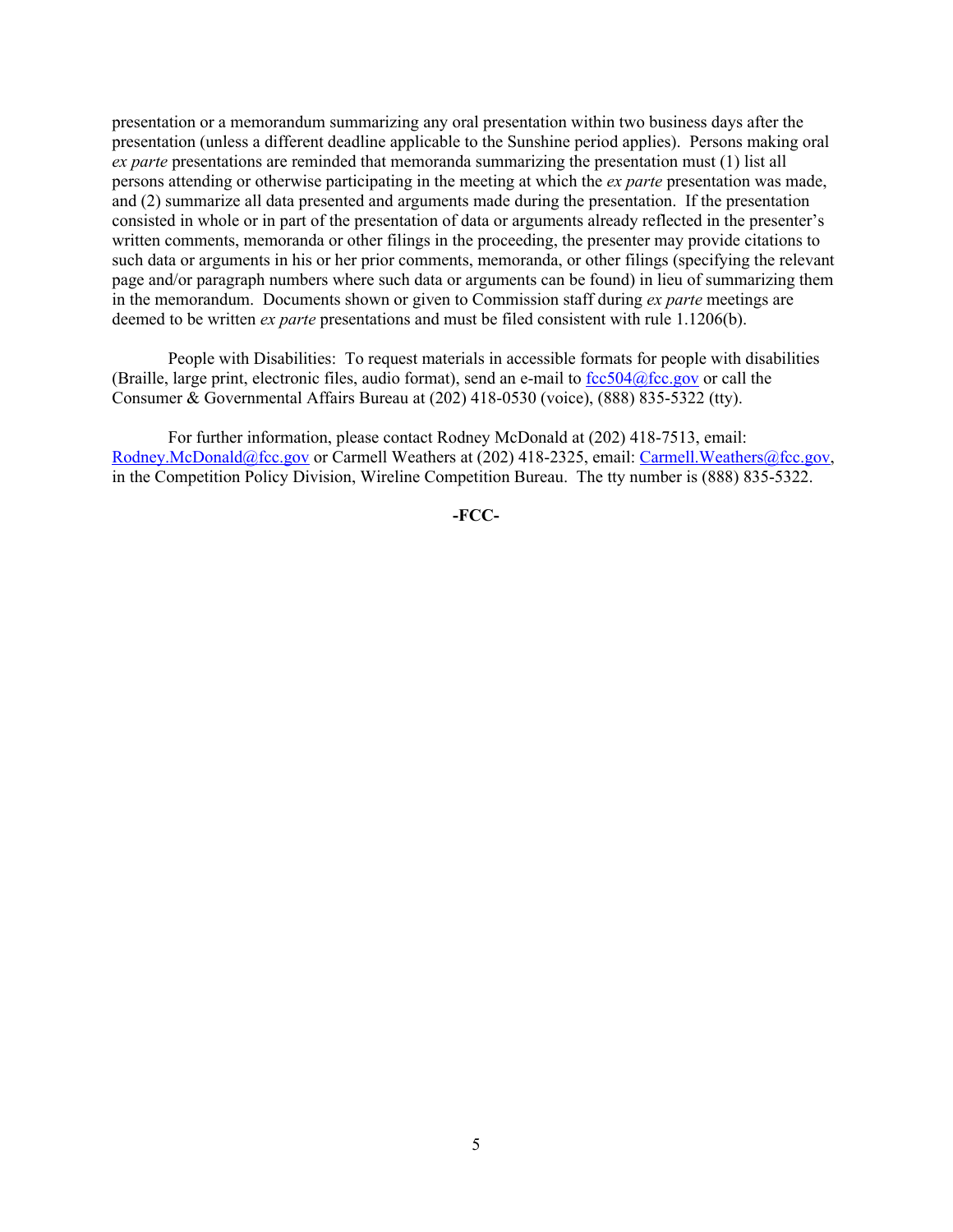presentation or a memorandum summarizing any oral presentation within two business days after the presentation (unless a different deadline applicable to the Sunshine period applies). Persons making oral *ex parte* presentations are reminded that memoranda summarizing the presentation must (1) list all persons attending or otherwise participating in the meeting at which the *ex parte* presentation was made, and (2) summarize all data presented and arguments made during the presentation. If the presentation consisted in whole or in part of the presentation of data or arguments already reflected in the presenter's written comments, memoranda or other filings in the proceeding, the presenter may provide citations to such data or arguments in his or her prior comments, memoranda, or other filings (specifying the relevant page and/or paragraph numbers where such data or arguments can be found) in lieu of summarizing them in the memorandum. Documents shown or given to Commission staff during *ex parte* meetings are deemed to be written *ex parte* presentations and must be filed consistent with rule 1.1206(b).

People with Disabilities: To request materials in accessible formats for people with disabilities (Braille, large print, electronic files, audio format), send an e-mail to fcc504@fcc.gov or call the Consumer & Governmental Affairs Bureau at (202) 418-0530 (voice), (888) 835-5322 (tty).

For further information, please contact Rodney McDonald at (202) 418-7513, email: Rodney.McDonald@fcc.gov or Carmell Weathers at (202) 418-2325, email: Carmell.Weathers@fcc.gov, in the Competition Policy Division, Wireline Competition Bureau. The tty number is (888) 835-5322.

**-FCC-**